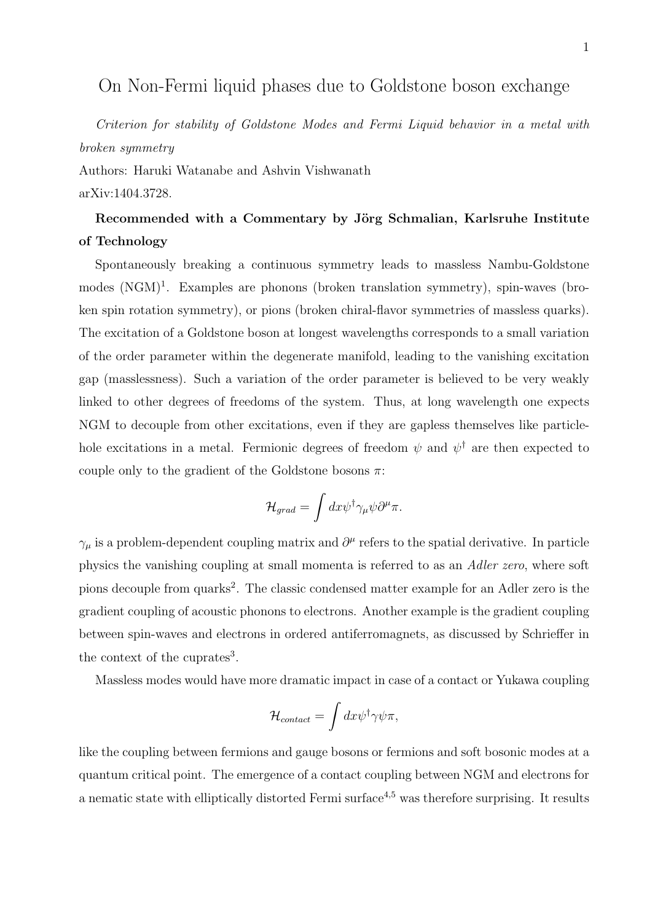# On Non-Fermi liquid phases due to Goldstone boson exchange

*Criterion for stability of Goldstone Modes and Fermi Liquid behavior in a metal with broken symmetry*

Authors: Haruki Watanabe and Ashvin Vishwanath

arXiv:1404.3728.

**Recommended with a Commentary by Jörg Schmalian, Karlsruhe Institute of Technology**

Spontaneously breaking a continuous symmetry leads to massless Nambu-Goldstone modes (NGM)[1]. Examples are phonons (broken translation symmetry), spin-waves (broken spin rotation symmetry), or pions (broken chiral-flavor symmetries of massless quarks). The excitation of a Goldstone boson at longest wavelengths corresponds to a small variation of the order parameter within the degenerate manifold, leading to the vanishing excitation gap (masslessness). Such a variation of the order parameter is believed to be very weakly linked to other degrees of freedoms of the system. Thus, at long wavelength one expects NGM to decouple from other excitations, even if they are gapless themselves like particle-hole excitations in a metal. Fermionic degrees of freedom $\psi$ and $\psi^{\dagger}$ are then expected to couple only to the gradient of the Goldstone bosons $\pi$:

$$\mathcal{H}_{grad} = \int dx \psi^{\dagger} \gamma_{\mu} \psi \partial^{\mu} \pi.$$

$\gamma_{\mu}$ is a problem-dependent coupling matrix and $\partial^{\mu}$ refers to the spatial derivative. In particle physics the vanishing coupling at small momenta is referred to as an *Adler zero*, where soft pions decouple from quarks[2]. The classic condensed matter example for an Adler zero is the gradient coupling of acoustic phonons to electrons. Another example is the gradient coupling between spin-waves and electrons in ordered antiferromagnets, as discussed by Schrieffer in the context of the cuprates[3].

Massless modes would have more dramatic impact in case of a contact or Yukawa coupling

$$\mathcal{H}_{contact} = \int dx \psi^{\dagger} \gamma \psi \pi,$$

like the coupling between fermions and gauge bosons or fermions and soft bosonic modes at a quantum critical point. The emergence of a contact coupling between NGM and electrons for a nematic state with elliptically distorted Fermi surface[4,5] was therefore surprising. It results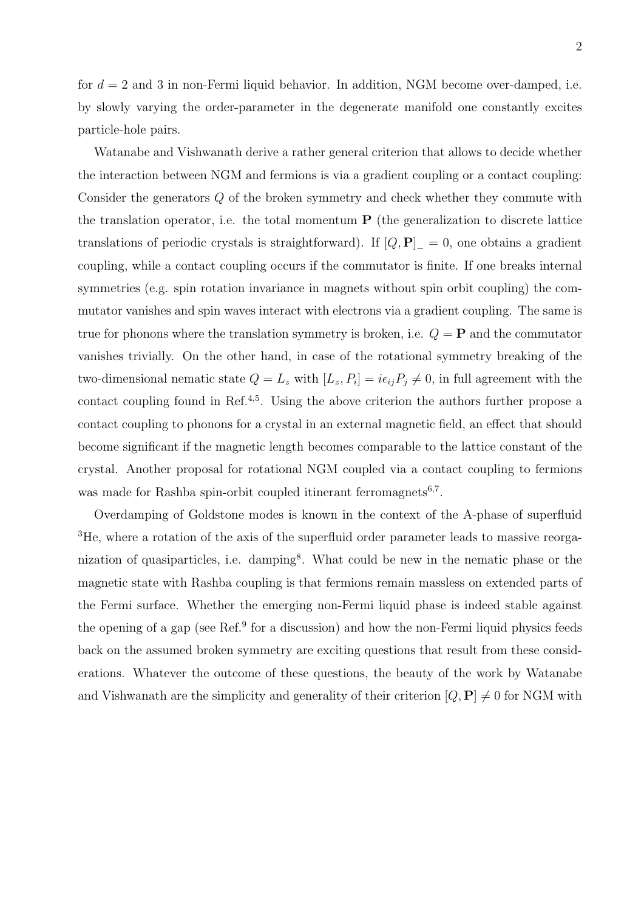for $d = 2$ and 3 in non-Fermi liquid behavior. In addition, NGM become over-damped, i.e. by slowly varying the order-parameter in the degenerate manifold one constantly excites particle-hole pairs.

Watanabe and Vishwanath derive a rather general criterion that allows to decide whether the interaction between NGM and fermions is via a gradient coupling or a contact coupling: Consider the generators $Q$ of the broken symmetry and check whether they commute with the translation operator, i.e. the total momentum $\mathbf{P}$ (the generalization to discrete lattice translations of periodic crystals is straightforward). If $[Q, \mathbf{P}]_- = 0$, one obtains a gradient coupling, while a contact coupling occurs if the commutator is finite. If one breaks internal symmetries (e.g. spin rotation invariance in magnets without spin orbit coupling) the commutator vanishes and spin waves interact with electrons via a gradient coupling. The same is true for phonons where the translation symmetry is broken, i.e. $Q = \mathbf{P}$ and the commutator vanishes trivially. On the other hand, in case of the rotational symmetry breaking of the two-dimensional nematic state $Q = L_z$ with $[L_z, P_i] = i\epsilon_{ij} P_j \neq 0$, in full agreement with the contact coupling found in Ref.[4,5]. Using the above criterion the authors further propose a contact coupling to phonons for a crystal in an external magnetic field, an effect that should become significant if the magnetic length becomes comparable to the lattice constant of the crystal. Another proposal for rotational NGM coupled via a contact coupling to fermions was made for Rashba spin-orbit coupled itinerant ferromagnets[6,7].

Overdamping of Goldstone modes is known in the context of the A-phase of superfluid $^3$He, where a rotation of the axis of the superfluid order parameter leads to massive reorganization of quasiparticles, i.e. damping[8]. What could be new in the nematic phase or the magnetic state with Rashba coupling is that fermions remain massless on extended parts of the Fermi surface. Whether the emerging non-Fermi liquid phase is indeed stable against the opening of a gap (see Ref.[9] for a discussion) and how the non-Fermi liquid physics feeds back on the assumed broken symmetry are exciting questions that result from these considerations. Whatever the outcome of these questions, the beauty of the work by Watanabe and Vishwanath are the simplicity and generality of their criterion $[Q, \mathbf{P}] \neq 0$ for NGM with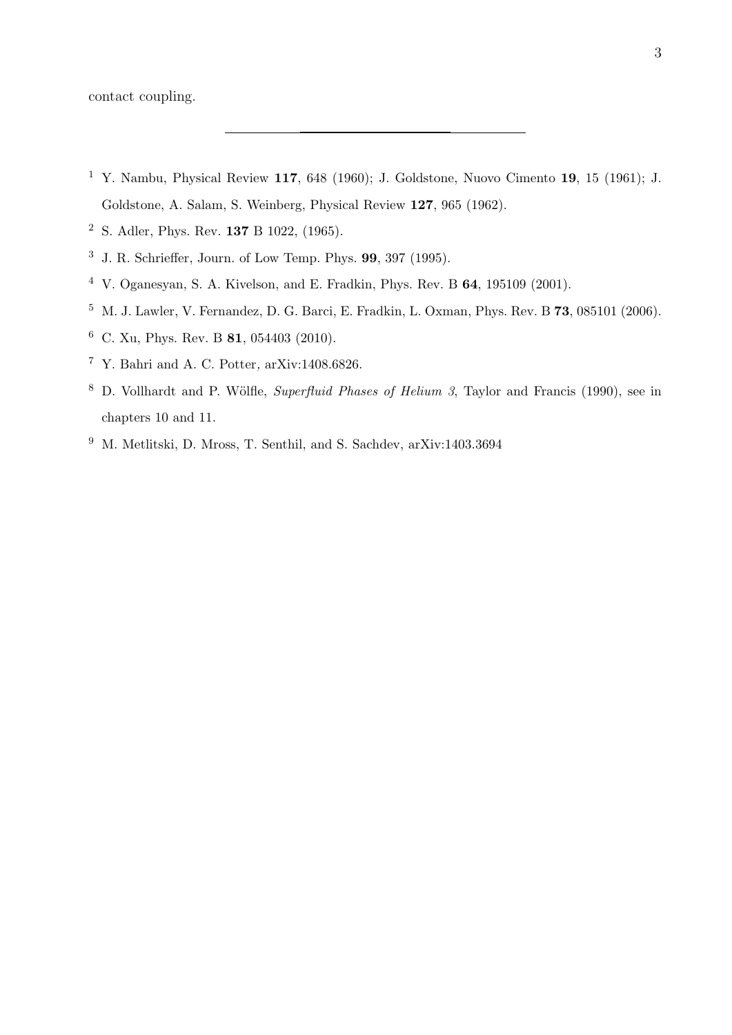contact coupling.

---

[1] Y. Nambu, Physical Review **117**, 648 (1960); J. Goldstone, Nuovo Cimento **19**, 15 (1961); J. Goldstone, A. Salam, S. Weinberg, Physical Review **127**, 965 (1962).

[2] S. Adler, Phys. Rev. **137** B 1022, (1965).

[3] J. R. Schrieffer, Journ. of Low Temp. Phys. **99**, 397 (1995).

[4] V. Oganesyan, S. A. Kivelson, and E. Fradkin, Phys. Rev. B **64**, 195109 (2001).

[5] M. J. Lawler, V. Fernandez, D. G. Barci, E. Fradkin, L. Oxman, Phys. Rev. B **73**, 085101 (2006).

[6] C. Xu, Phys. Rev. B **81**, 054403 (2010).

[7] Y. Bahri and A. C. Potter, arXiv:1408.6826.

[8] D. Vollhardt and P. Wölfle, *Superfluid Phases of Helium 3*, Taylor and Francis (1990), see in chapters 10 and 11.

[9] M. Metlitski, D. Mross, T. Senthil, and S. Sachdev, arXiv:1403.3694